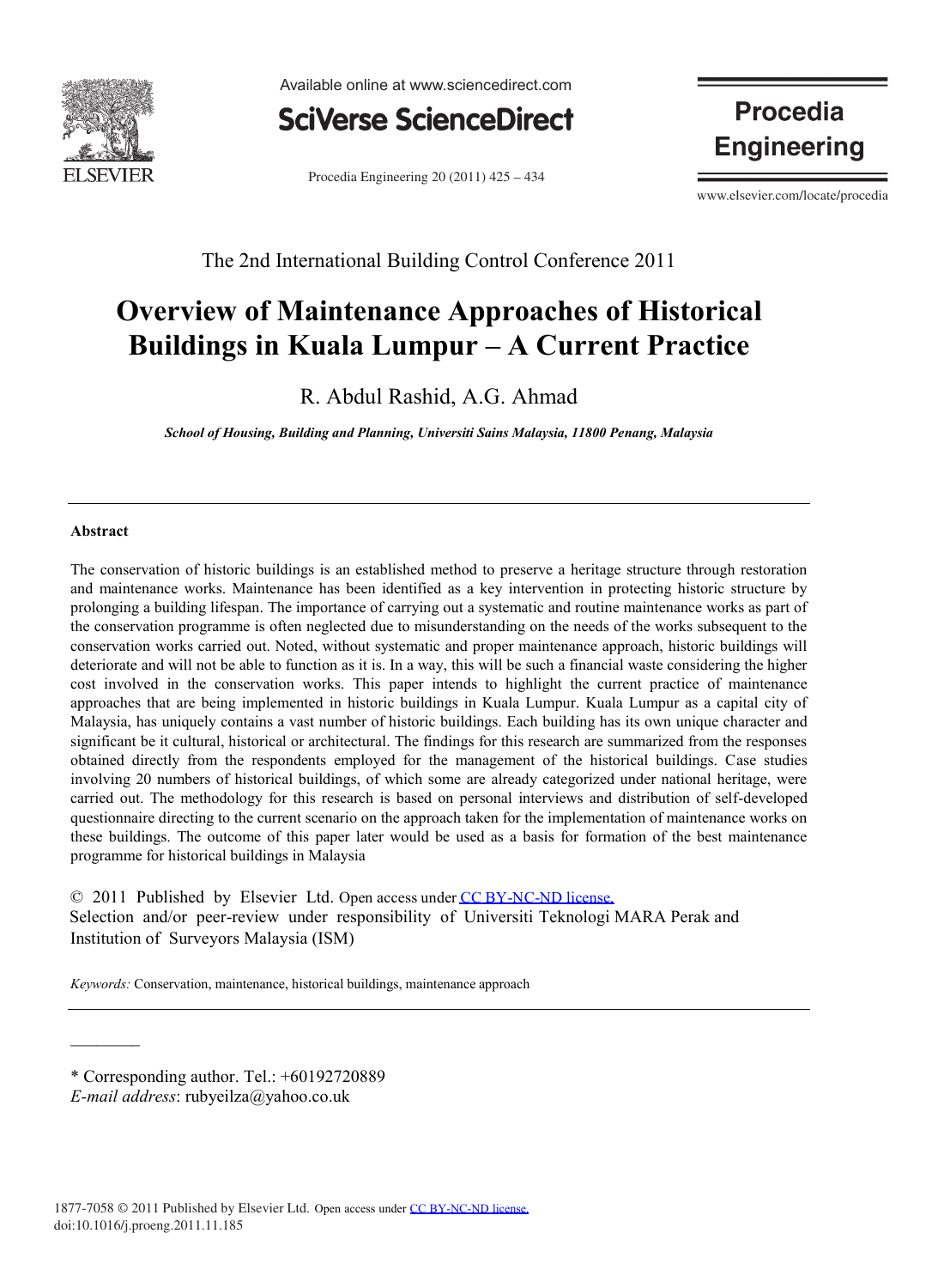The 2nd International Building Control Conference 2011

# Overview of Maintenance Approaches of Historical Buildings in Kuala Lumpur – A Current Practice

R. Abdul Rashid, A.G. Ahmad

*School of Housing, Building and Planning, Universiti Sains Malaysia, 11800 Penang, Malaysia*

## Abstract

The conservation of historic buildings is an established method to preserve a heritage structure through restoration and maintenance works. Maintenance has been identified as a key intervention in protecting historic structure by prolonging a building lifespan. The importance of carrying out a systematic and routine maintenance works as part of the conservation programme is often neglected due to misunderstanding on the needs of the works subsequent to the conservation works carried out. Noted, without systematic and proper maintenance approach, historic buildings will deteriorate and will not be able to function as it is. In a way, this will be such a financial waste considering the higher cost involved in the conservation works. This paper intends to highlight the current practice of maintenance approaches that are being implemented in historic buildings in Kuala Lumpur. Kuala Lumpur as a capital city of Malaysia, has uniquely contains a vast number of historic buildings. Each building has its own unique character and significant be it cultural, historical or architectural. The findings for this research are summarized from the responses obtained directly from the respondents employed for the management of the historical buildings. Case studies involving 20 numbers of historical buildings, of which some are already categorized under national heritage, were carried out. The methodology for this research is based on personal interviews and distribution of self-developed questionnaire directing to the current scenario on the approach taken for the implementation of maintenance works on these buildings. The outcome of this paper later would be used as a basis for formation of the best maintenance programme for historical buildings in Malaysia

© 2011 Published by Elsevier Ltd. Open access under CC BY-NC-ND license.
Selection and/or peer-review under responsibility of Universiti Teknologi MARA Perak and Institution of Surveyors Malaysia (ISM)

*Keywords:* Conservation, maintenance, historical buildings, maintenance approach

---

\* Corresponding author. Tel.: +60192720889
*E-mail address*: rubyeilza@yahoo.co.uk

1877-7058 © 2011 Published by Elsevier Ltd. Open access under CC BY-NC-ND license.
doi:10.1016/j.proeng.2011.11.185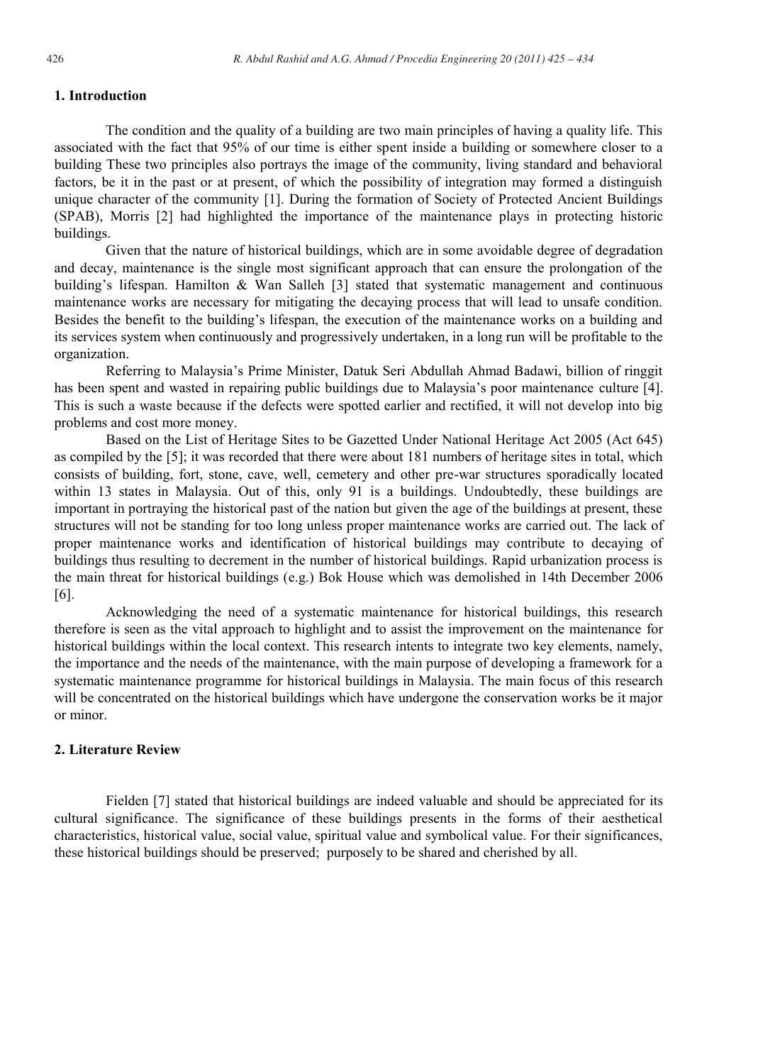## 1. Introduction

The condition and the quality of a building are two main principles of having a quality life. This associated with the fact that 95% of our time is either spent inside a building or somewhere closer to a building These two principles also portrays the image of the community, living standard and behavioral factors, be it in the past or at present, of which the possibility of integration may formed a distinguish unique character of the community [1]. During the formation of Society of Protected Ancient Buildings (SPAB), Morris [2] had highlighted the importance of the maintenance plays in protecting historic buildings.

Given that the nature of historical buildings, which are in some avoidable degree of degradation and decay, maintenance is the single most significant approach that can ensure the prolongation of the building's lifespan. Hamilton & Wan Salleh [3] stated that systematic management and continuous maintenance works are necessary for mitigating the decaying process that will lead to unsafe condition. Besides the benefit to the building's lifespan, the execution of the maintenance works on a building and its services system when continuously and progressively undertaken, in a long run will be profitable to the organization.

Referring to Malaysia's Prime Minister, Datuk Seri Abdullah Ahmad Badawi, billion of ringgit has been spent and wasted in repairing public buildings due to Malaysia's poor maintenance culture [4]. This is such a waste because if the defects were spotted earlier and rectified, it will not develop into big problems and cost more money.

Based on the List of Heritage Sites to be Gazetted Under National Heritage Act 2005 (Act 645) as compiled by the [5]; it was recorded that there were about 181 numbers of heritage sites in total, which consists of building, fort, stone, cave, well, cemetery and other pre-war structures sporadically located within 13 states in Malaysia. Out of this, only 91 is a buildings. Undoubtedly, these buildings are important in portraying the historical past of the nation but given the age of the buildings at present, these structures will not be standing for too long unless proper maintenance works are carried out. The lack of proper maintenance works and identification of historical buildings may contribute to decaying of buildings thus resulting to decrement in the number of historical buildings. Rapid urbanization process is the main threat for historical buildings (e.g.) Bok House which was demolished in 14th December 2006 [6].

Acknowledging the need of a systematic maintenance for historical buildings, this research therefore is seen as the vital approach to highlight and to assist the improvement on the maintenance for historical buildings within the local context. This research intents to integrate two key elements, namely, the importance and the needs of the maintenance, with the main purpose of developing a framework for a systematic maintenance programme for historical buildings in Malaysia. The main focus of this research will be concentrated on the historical buildings which have undergone the conservation works be it major or minor.

## 2. Literature Review

Fielden [7] stated that historical buildings are indeed valuable and should be appreciated for its cultural significance. The significance of these buildings presents in the forms of their aesthetical characteristics, historical value, social value, spiritual value and symbolical value. For their significances, these historical buildings should be preserved; purposely to be shared and cherished by all.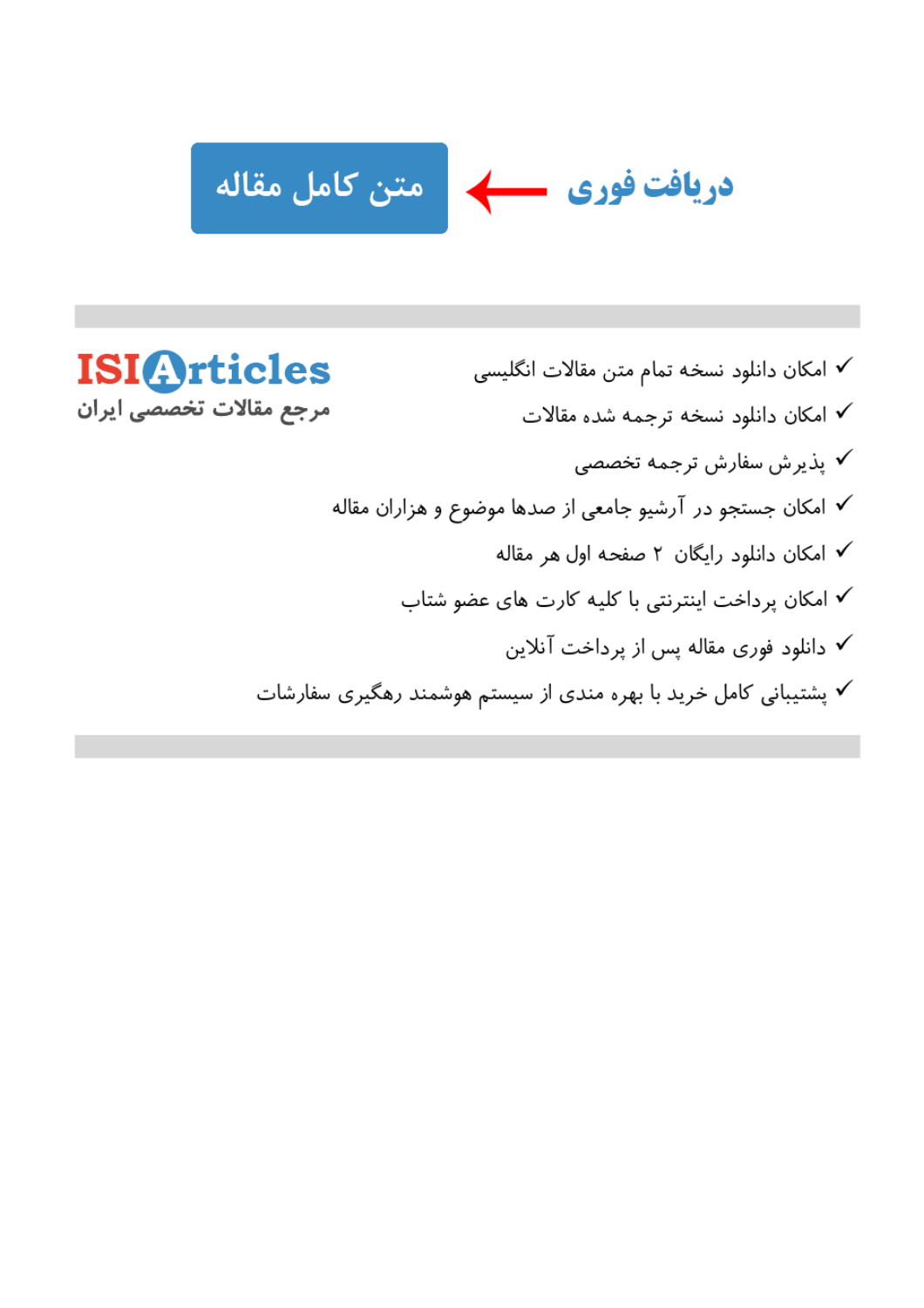دریافت فوری ← متن کامل مقاله

**ISIArticles**
مرجع مقالات تخصصی ایران

- ✓ امکان دانلود نسخه تمام متن مقالات انگلیسی
- ✓ امکان دانلود نسخه ترجمه شده مقالات
- ✓ پذیرش سفارش ترجمه تخصصی
- ✓ امکان جستجو در آرشیو جامعی از صدها موضوع و هزاران مقاله
- ✓ امکان دانلود رایگان ۲ صفحه اول هر مقاله
- ✓ امکان پرداخت اینترنتی با کلیه کارت های عضو شتاب
- ✓ دانلود فوری مقاله پس از پرداخت آنلاین
- ✓ پشتیبانی کامل خرید با بهره مندی از سیستم هوشمند رهگیری سفارشات